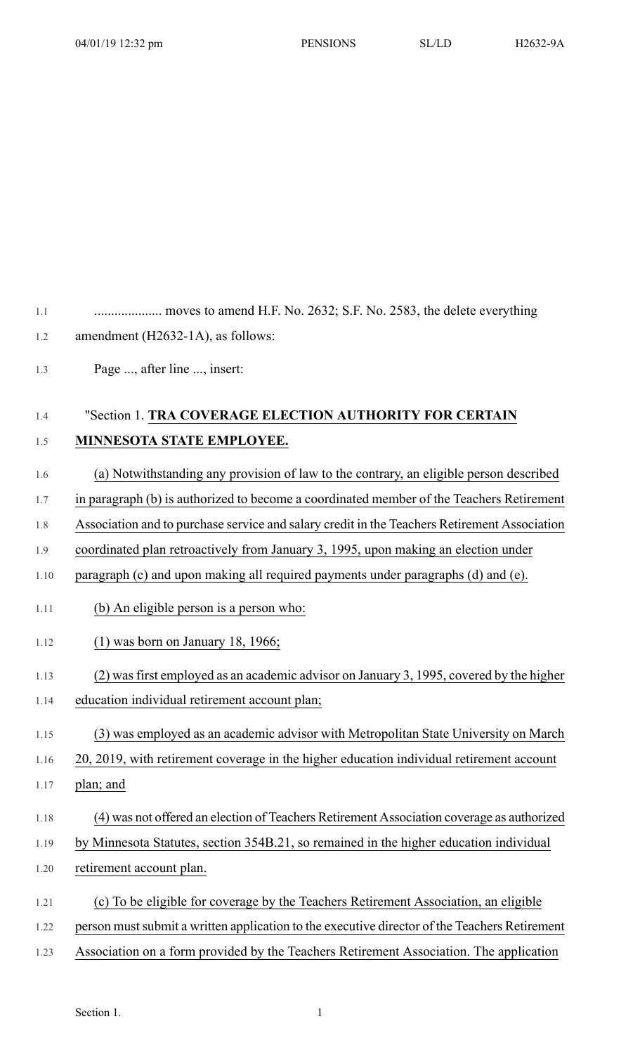.................... moves to amend H.F. No. 2632; S.F. No. 2583, the delete everything amendment (H2632-1A), as follows:

Page ..., after line ..., insert:

"Section 1. **TRA COVERAGE ELECTION AUTHORITY FOR CERTAIN MINNESOTA STATE EMPLOYEE.**

(a) Notwithstanding any provision of law to the contrary, an eligible person described in paragraph (b) is authorized to become a coordinated member of the Teachers Retirement Association and to purchase service and salary credit in the Teachers Retirement Association coordinated plan retroactively from January 3, 1995, upon making an election under paragraph (c) and upon making all required payments under paragraphs (d) and (e).

(b) An eligible person is a person who:

(1) was born on January 18, 1966;

(2) was first employed as an academic advisor on January 3, 1995, covered by the higher education individual retirement account plan;

(3) was employed as an academic advisor with Metropolitan State University on March 20, 2019, with retirement coverage in the higher education individual retirement account plan; and

(4) was not offered an election of Teachers Retirement Association coverage as authorized by Minnesota Statutes, section 354B.21, so remained in the higher education individual retirement account plan.

(c) To be eligible for coverage by the Teachers Retirement Association, an eligible person must submit a written application to the executive director of the Teachers Retirement Association on a form provided by the Teachers Retirement Association. The application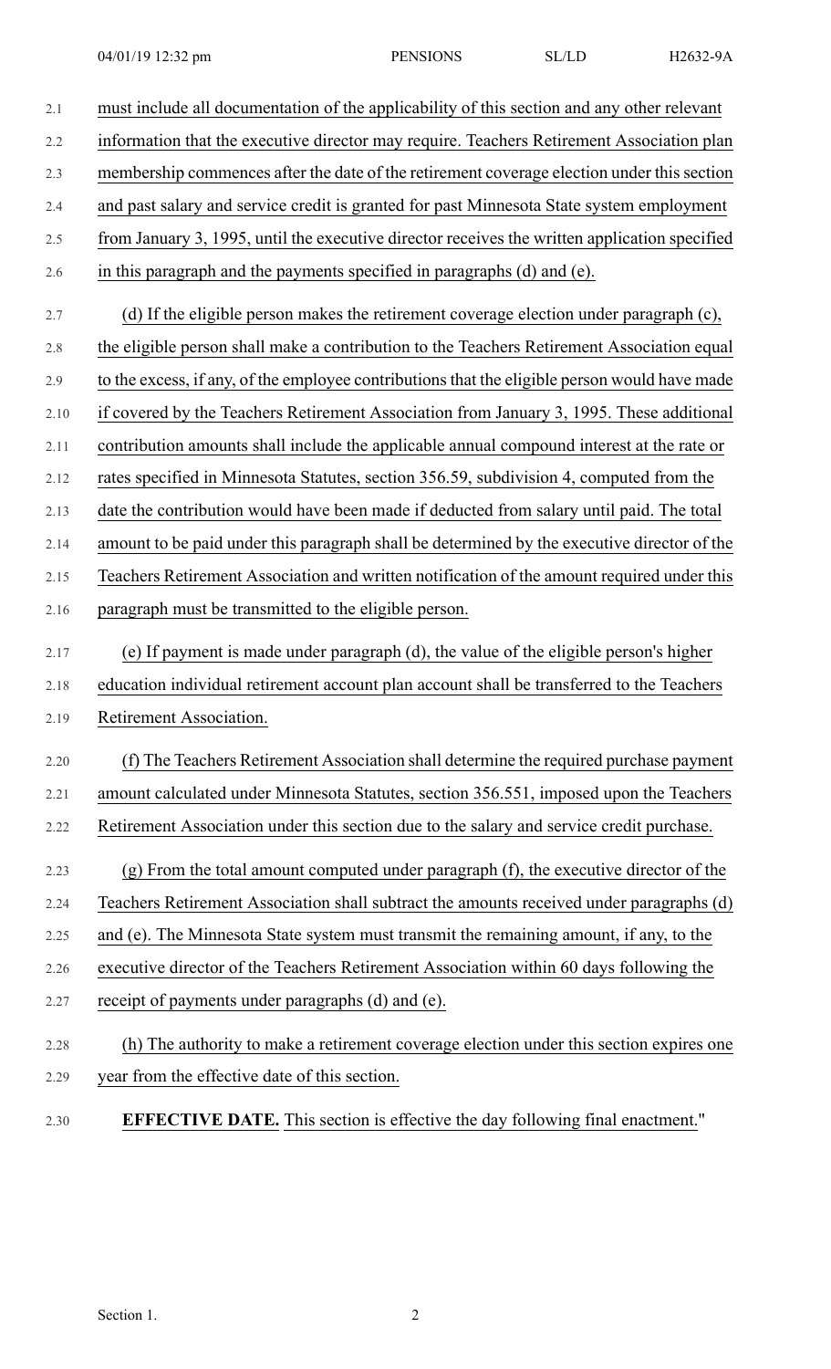must include all documentation of the applicability of this section and any other relevant information that the executive director may require. Teachers Retirement Association plan membership commences after the date of the retirement coverage election under this section and past salary and service credit is granted for past Minnesota State system employment from January 3, 1995, until the executive director receives the written application specified in this paragraph and the payments specified in paragraphs (d) and (e).

(d) If the eligible person makes the retirement coverage election under paragraph (c), the eligible person shall make a contribution to the Teachers Retirement Association equal to the excess, if any, of the employee contributions that the eligible person would have made if covered by the Teachers Retirement Association from January 3, 1995. These additional contribution amounts shall include the applicable annual compound interest at the rate or rates specified in Minnesota Statutes, section 356.59, subdivision 4, computed from the date the contribution would have been made if deducted from salary until paid. The total amount to be paid under this paragraph shall be determined by the executive director of the Teachers Retirement Association and written notification of the amount required under this paragraph must be transmitted to the eligible person.

(e) If payment is made under paragraph (d), the value of the eligible person's higher education individual retirement account plan account shall be transferred to the Teachers Retirement Association.

(f) The Teachers Retirement Association shall determine the required purchase payment amount calculated under Minnesota Statutes, section 356.551, imposed upon the Teachers Retirement Association under this section due to the salary and service credit purchase.

(g) From the total amount computed under paragraph (f), the executive director of the Teachers Retirement Association shall subtract the amounts received under paragraphs (d) and (e). The Minnesota State system must transmit the remaining amount, if any, to the executive director of the Teachers Retirement Association within 60 days following the receipt of payments under paragraphs (d) and (e).

(h) The authority to make a retirement coverage election under this section expires one year from the effective date of this section.

**EFFECTIVE DATE.** This section is effective the day following final enactment."